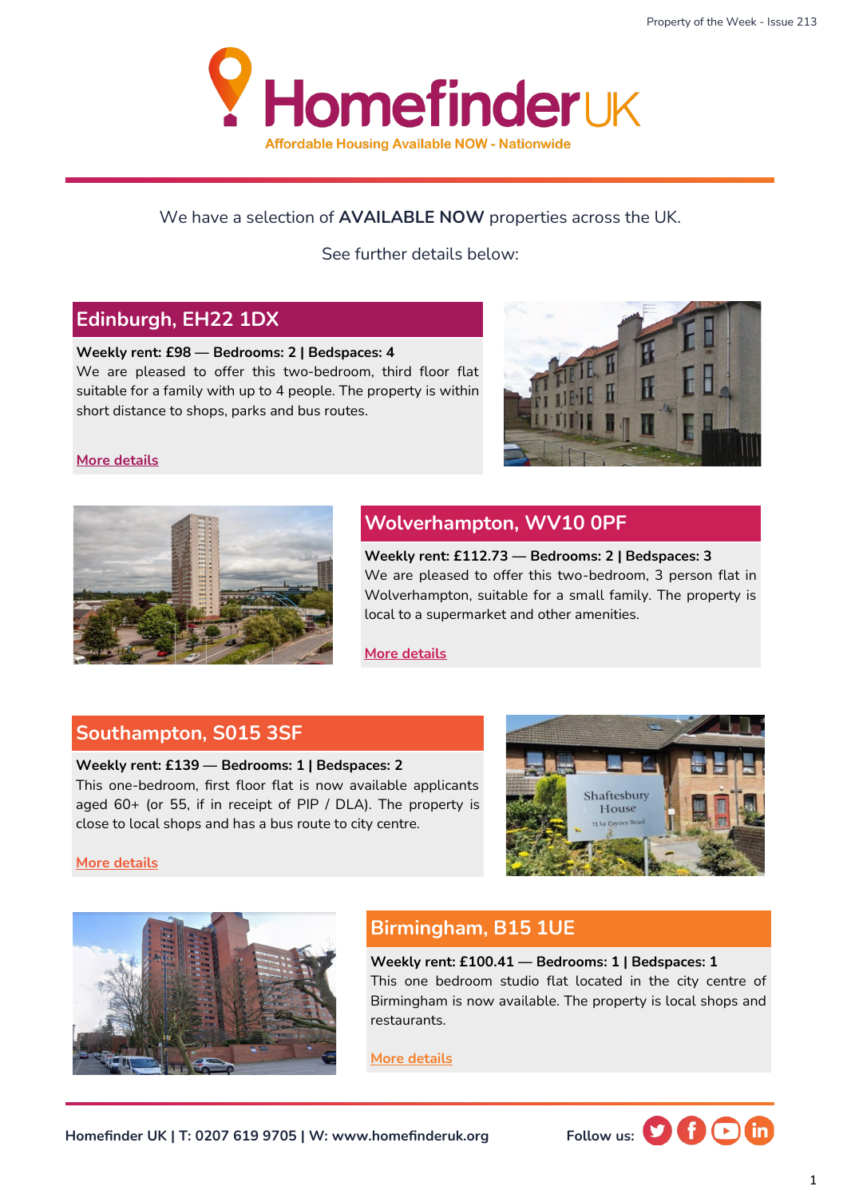# Homefinder UK

Affordable Housing Available NOW - Nationwide

We have a selection of **AVAILABLE NOW** properties across the UK.

See further details below:

## Edinburgh, EH22 1DX

**Weekly rent: £98 — Bedrooms: 2 | Bedspaces: 4**

We are pleased to offer this two-bedroom, third floor flat suitable for a family with up to 4 people. The property is within short distance to shops, parks and bus routes.

More details

## Wolverhampton, WV10 0PF

**Weekly rent: £112.73 — Bedrooms: 2 | Bedspaces: 3**

We are pleased to offer this two-bedroom, 3 person flat in Wolverhampton, suitable for a small family. The property is local to a supermarket and other amenities.

More details

## Southampton, S015 3SF

**Weekly rent: £139 — Bedrooms: 1 | Bedspaces: 2**

This one-bedroom, first floor flat is now available applicants aged 60+ (or 55, if in receipt of PIP / DLA). The property is close to local shops and has a bus route to city centre.

More details

## Birmingham, B15 1UE

**Weekly rent: £100.41 — Bedrooms: 1 | Bedspaces: 1**

This one bedroom studio flat located in the city centre of Birmingham is now available. The property is local shops and restaurants.

More details

**Homefinder UK | T: 0207 619 9705 | W: www.homefinderuk.org**

**Follow us:**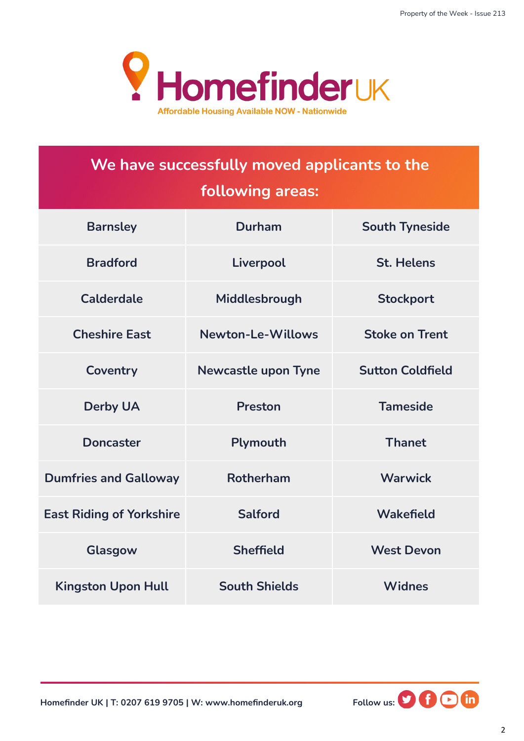Homefinder UK

Affordable Housing Available NOW - Nationwide

## We have successfully moved applicants to the following areas:

| | | |
|---|---|---|
| Barnsley | Durham | South Tyneside |
| Bradford | Liverpool | St. Helens |
| Calderdale | Middlesbrough | Stockport |
| Cheshire East | Newton-Le-Willows | Stoke on Trent |
| Coventry | Newcastle upon Tyne | Sutton Coldfield |
| Derby UA | Preston | Tameside |
| Doncaster | Plymouth | Thanet |
| Dumfries and Galloway | Rotherham | Warwick |
| East Riding of Yorkshire | Salford | Wakefield |
| Glasgow | Sheffield | West Devon |
| Kingston Upon Hull | South Shields | Widnes |

**Homefinder UK | T: 0207 619 9705 | W: www.homefinderuk.org**

**Follow us:**